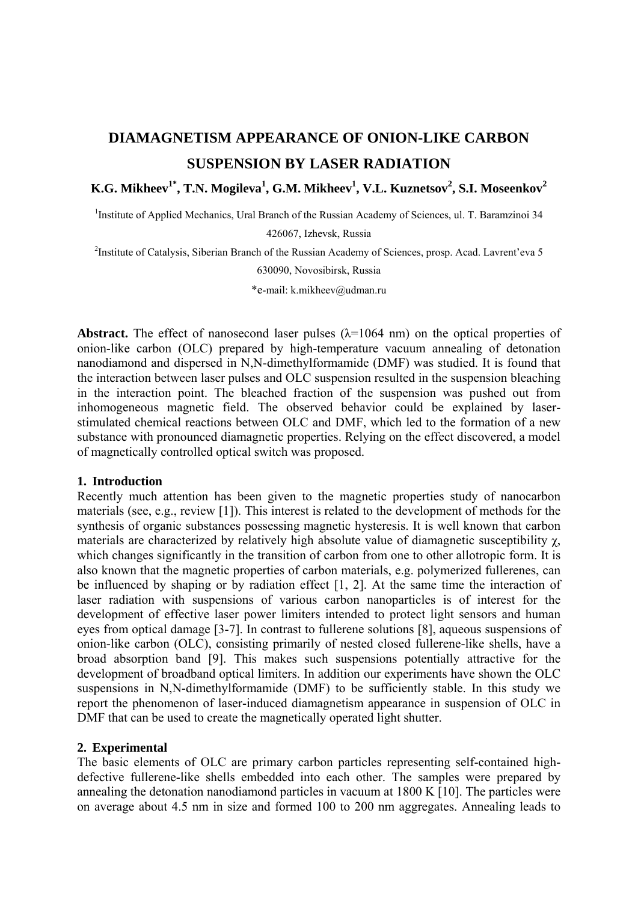# DIAMAGNETISM APPEARANCE OF ONION-LIKE CARBON SUSPENSION BY LASER RADIATION

**K.G. Mikheev[1*], T.N. Mogileva[1], G.M. Mikheev[1], V.L. Kuznetsov[2], S.I. Moseenkov[2]**

[1]Institute of Applied Mechanics, Ural Branch of the Russian Academy of Sciences, ul. T. Baramzinoi 34 426067, Izhevsk, Russia

[2]Institute of Catalysis, Siberian Branch of the Russian Academy of Sciences, prosp. Acad. Lavrent'eva 5 630090, Novosibirsk, Russia

*e-mail: k.mikheev@udman.ru

**Abstract.** The effect of nanosecond laser pulses ($\lambda$=1064 nm) on the optical properties of onion-like carbon (OLC) prepared by high-temperature vacuum annealing of detonation nanodiamond and dispersed in N,N-dimethylformamide (DMF) was studied. It is found that the interaction between laser pulses and OLC suspension resulted in the suspension bleaching in the interaction point. The bleached fraction of the suspension was pushed out from inhomogeneous magnetic field. The observed behavior could be explained by laser-stimulated chemical reactions between OLC and DMF, which led to the formation of a new substance with pronounced diamagnetic properties. Relying on the effect discovered, a model of magnetically controlled optical switch was proposed.

## 1. Introduction

Recently much attention has been given to the magnetic properties study of nanocarbon materials (see, e.g., review [1]). This interest is related to the development of methods for the synthesis of organic substances possessing magnetic hysteresis. It is well known that carbon materials are characterized by relatively high absolute value of diamagnetic susceptibility $\chi$, which changes significantly in the transition of carbon from one to other allotropic form. It is also known that the magnetic properties of carbon materials, e.g. polymerized fullerenes, can be influenced by shaping or by radiation effect [1, 2]. At the same time the interaction of laser radiation with suspensions of various carbon nanoparticles is of interest for the development of effective laser power limiters intended to protect light sensors and human eyes from optical damage [3-7]. In contrast to fullerene solutions [8], aqueous suspensions of onion-like carbon (OLC), consisting primarily of nested closed fullerene-like shells, have a broad absorption band [9]. This makes such suspensions potentially attractive for the development of broadband optical limiters. In addition our experiments have shown the OLC suspensions in N,N-dimethylformamide (DMF) to be sufficiently stable. In this study we report the phenomenon of laser-induced diamagnetism appearance in suspension of OLC in DMF that can be used to create the magnetically operated light shutter.

## 2. Experimental

The basic elements of OLC are primary carbon particles representing self-contained high-defective fullerene-like shells embedded into each other. The samples were prepared by annealing the detonation nanodiamond particles in vacuum at 1800 K [10]. The particles were on average about 4.5 nm in size and formed 100 to 200 nm aggregates. Annealing leads to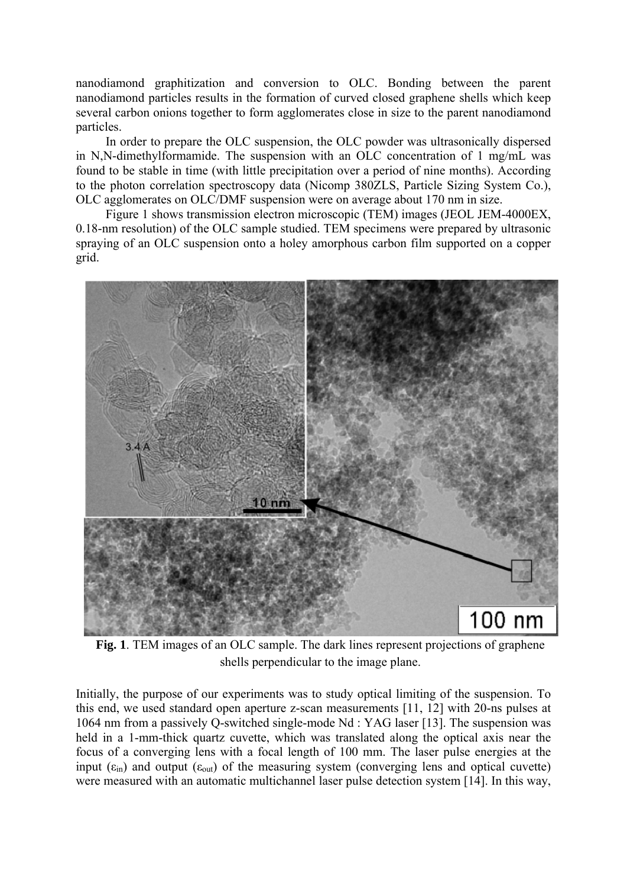nanodiamond graphitization and conversion to OLC. Bonding between the parent nanodiamond particles results in the formation of curved closed graphene shells which keep several carbon onions together to form agglomerates close in size to the parent nanodiamond particles.

In order to prepare the OLC suspension, the OLC powder was ultrasonically dispersed in N,N-dimethylformamide. The suspension with an OLC concentration of 1 mg/mL was found to be stable in time (with little precipitation over a period of nine months). According to the photon correlation spectroscopy data (Nicomp 380ZLS, Particle Sizing System Co.), OLC agglomerates on OLC/DMF suspension were on average about 170 nm in size.

Figure 1 shows transmission electron microscopic (TEM) images (JEOL JEM-4000EX, 0.18-nm resolution) of the OLC sample studied. TEM specimens were prepared by ultrasonic spraying of an OLC suspension onto a holey amorphous carbon film supported on a copper grid.

**Fig. 1**. TEM images of an OLC sample. The dark lines represent projections of graphene shells perpendicular to the image plane.

Initially, the purpose of our experiments was to study optical limiting of the suspension. To this end, we used standard open aperture z-scan measurements [11, 12] with 20-ns pulses at 1064 nm from a passively Q-switched single-mode Nd : YAG laser [13]. The suspension was held in a 1-mm-thick quartz cuvette, which was translated along the optical axis near the focus of a converging lens with a focal length of 100 mm. The laser pulse energies at the input ($\varepsilon_{in}$) and output ($\varepsilon_{out}$) of the measuring system (converging lens and optical cuvette) were measured with an automatic multichannel laser pulse detection system [14]. In this way,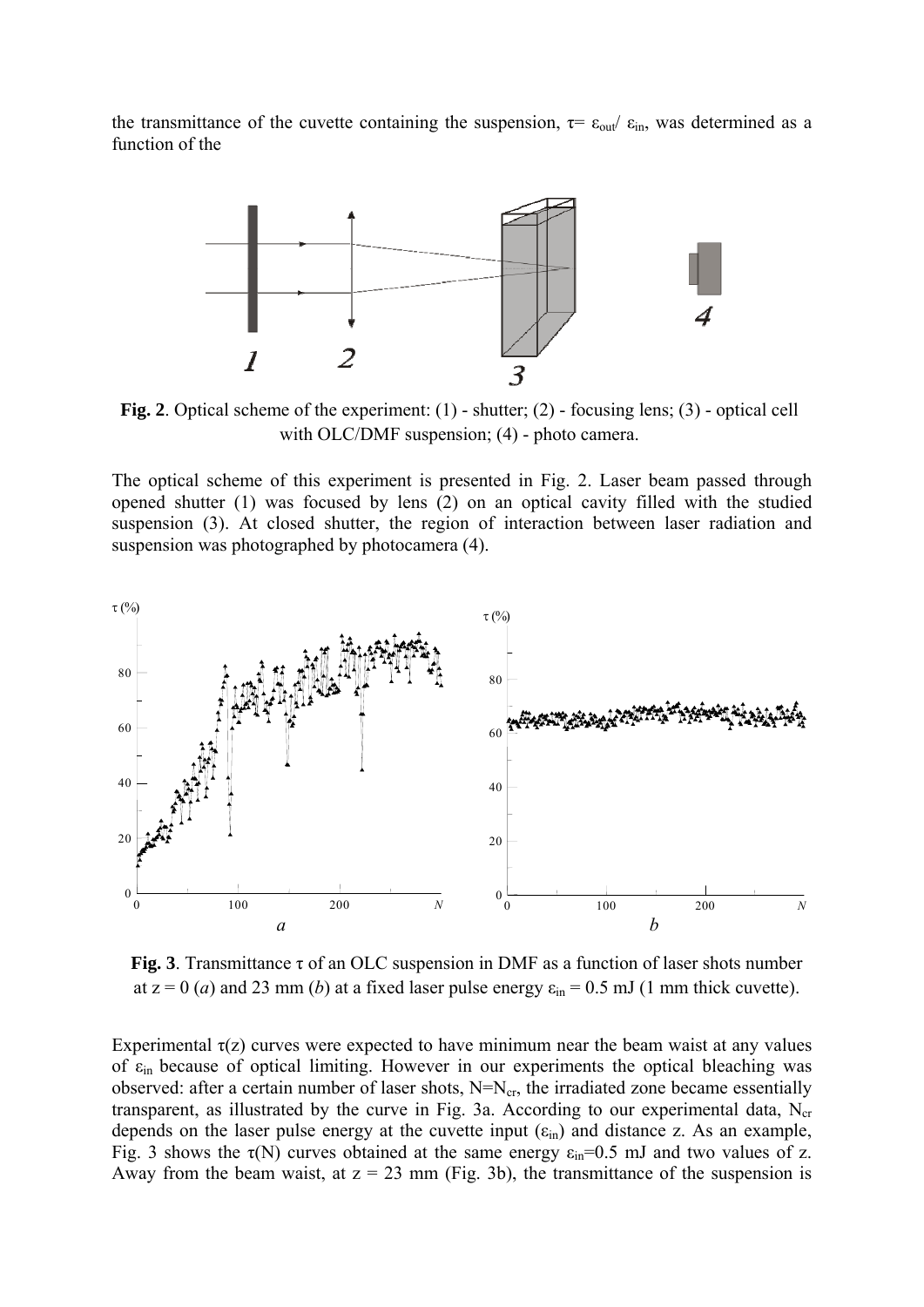the transmittance of the cuvette containing the suspension, $\tau = \varepsilon_{out}/\varepsilon_{in}$, was determined as a function of the

**Fig. 2**. Optical scheme of the experiment: (1) - shutter; (2) - focusing lens; (3) - optical cell with OLC/DMF suspension; (4) - photo camera.

The optical scheme of this experiment is presented in Fig. 2. Laser beam passed through opened shutter (1) was focused by lens (2) on an optical cavity filled with the studied suspension (3). At closed shutter, the region of interaction between laser radiation and suspension was photographed by photocamera (4).

**Fig. 3**. Transmittance $\tau$ of an OLC suspension in DMF as a function of laser shots number at $z = 0$ (*a*) and 23 mm (*b*) at a fixed laser pulse energy $\varepsilon_{in} = 0.5$ mJ (1 mm thick cuvette).

Experimental $\tau(z)$ curves were expected to have minimum near the beam waist at any values of $\varepsilon_{in}$ because of optical limiting. However in our experiments the optical bleaching was observed: after a certain number of laser shots, $N=N_{cr}$, the irradiated zone became essentially transparent, as illustrated by the curve in Fig. 3a. According to our experimental data, $N_{cr}$ depends on the laser pulse energy at the cuvette input ($\varepsilon_{in}$) and distance z. As an example, Fig. 3 shows the $\tau(N)$ curves obtained at the same energy $\varepsilon_{in}$=0.5 mJ and two values of z. Away from the beam waist, at $z = 23$ mm (Fig. 3b), the transmittance of the suspension is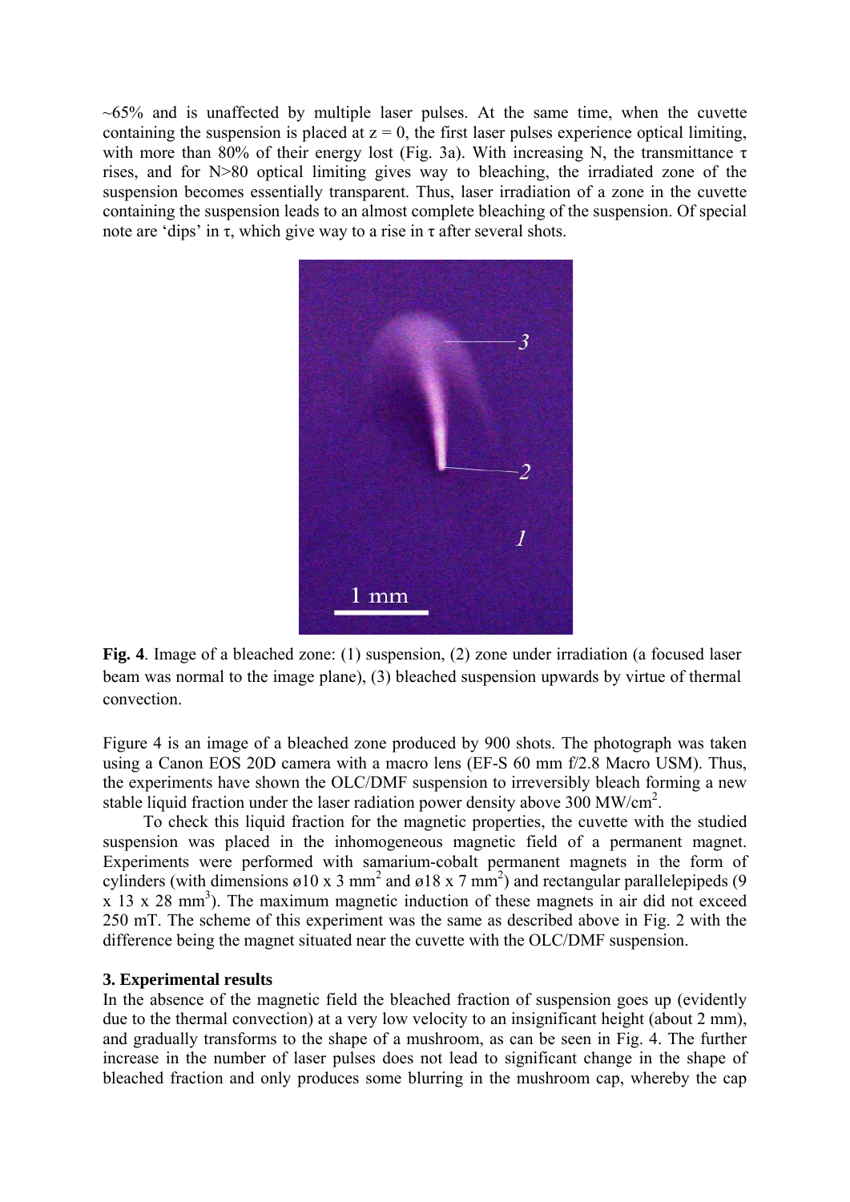~65% and is unaffected by multiple laser pulses. At the same time, when the cuvette containing the suspension is placed at $z = 0$, the first laser pulses experience optical limiting, with more than 80% of their energy lost (Fig. 3a). With increasing N, the transmittance $\tau$ rises, and for N>80 optical limiting gives way to bleaching, the irradiated zone of the suspension becomes essentially transparent. Thus, laser irradiation of a zone in the cuvette containing the suspension leads to an almost complete bleaching of the suspension. Of special note are 'dips' in $\tau$, which give way to a rise in $\tau$ after several shots.

**Fig. 4**. Image of a bleached zone: (1) suspension, (2) zone under irradiation (a focused laser beam was normal to the image plane), (3) bleached suspension upwards by virtue of thermal convection.

Figure 4 is an image of a bleached zone produced by 900 shots. The photograph was taken using a Canon EOS 20D camera with a macro lens (EF-S 60 mm f/2.8 Macro USM). Thus, the experiments have shown the OLC/DMF suspension to irreversibly bleach forming a new stable liquid fraction under the laser radiation power density above 300 MW/cm$^2$.

To check this liquid fraction for the magnetic properties, the cuvette with the studied suspension was placed in the inhomogeneous magnetic field of a permanent magnet. Experiments were performed with samarium-cobalt permanent magnets in the form of cylinders (with dimensions ø10 x 3 mm$^2$ and ø18 x 7 mm$^2$) and rectangular parallelepipeds (9 x 13 x 28 mm$^3$). The maximum magnetic induction of these magnets in air did not exceed 250 mT. The scheme of this experiment was the same as described above in Fig. 2 with the difference being the magnet situated near the cuvette with the OLC/DMF suspension.

## 3. Experimental results

In the absence of the magnetic field the bleached fraction of suspension goes up (evidently due to the thermal convection) at a very low velocity to an insignificant height (about 2 mm), and gradually transforms to the shape of a mushroom, as can be seen in Fig. 4. The further increase in the number of laser pulses does not lead to significant change in the shape of bleached fraction and only produces some blurring in the mushroom cap, whereby the cap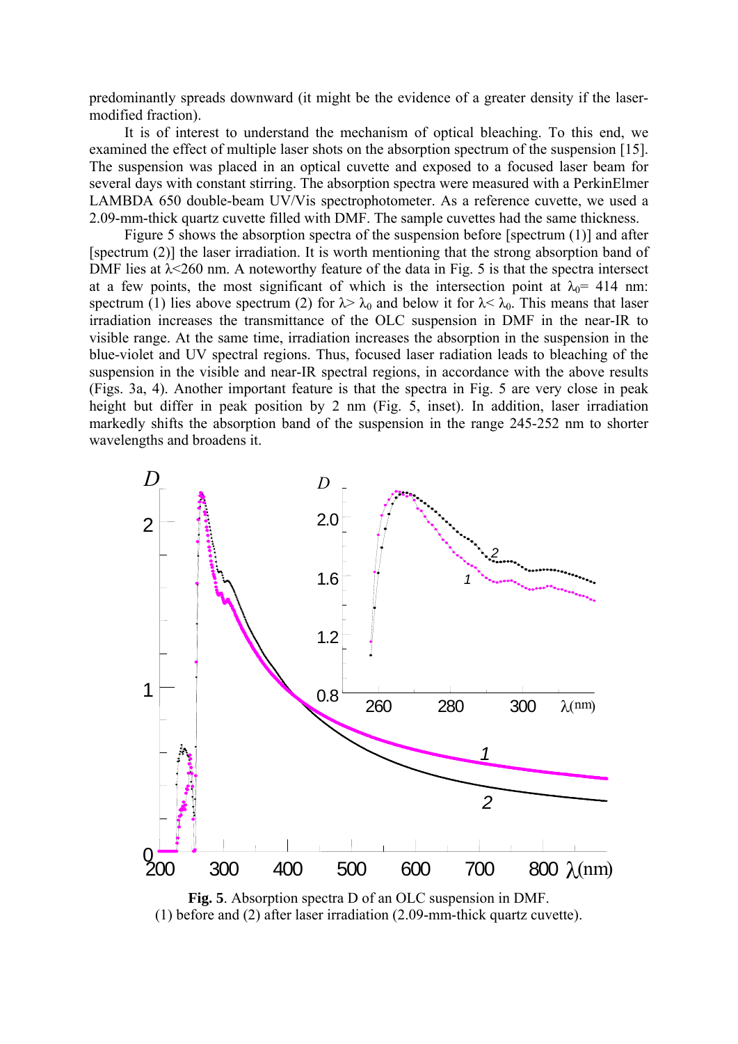predominantly spreads downward (it might be the evidence of a greater density if the laser-modified fraction).

It is of interest to understand the mechanism of optical bleaching. To this end, we examined the effect of multiple laser shots on the absorption spectrum of the suspension [15]. The suspension was placed in an optical cuvette and exposed to a focused laser beam for several days with constant stirring. The absorption spectra were measured with a PerkinElmer LAMBDA 650 double-beam UV/Vis spectrophotometer. As a reference cuvette, we used a 2.09-mm-thick quartz cuvette filled with DMF. The sample cuvettes had the same thickness.

Figure 5 shows the absorption spectra of the suspension before [spectrum (1)] and after [spectrum (2)] the laser irradiation. It is worth mentioning that the strong absorption band of DMF lies at $\lambda$<260 nm. A noteworthy feature of the data in Fig. 5 is that the spectra intersect at a few points, the most significant of which is the intersection point at $\lambda_0$= 414 nm: spectrum (1) lies above spectrum (2) for $\lambda$> $\lambda_0$ and below it for $\lambda$< $\lambda_0$. This means that laser irradiation increases the transmittance of the OLC suspension in DMF in the near-IR to visible range. At the same time, irradiation increases the absorption in the suspension in the blue-violet and UV spectral regions. Thus, focused laser radiation leads to bleaching of the suspension in the visible and near-IR spectral regions, in accordance with the above results (Figs. 3a, 4). Another important feature is that the spectra in Fig. 5 are very close in peak height but differ in peak position by 2 nm (Fig. 5, inset). In addition, laser irradiation markedly shifts the absorption band of the suspension in the range 245-252 nm to shorter wavelengths and broadens it.

**Fig. 5**. Absorption spectra D of an OLC suspension in DMF. (1) before and (2) after laser irradiation (2.09-mm-thick quartz cuvette).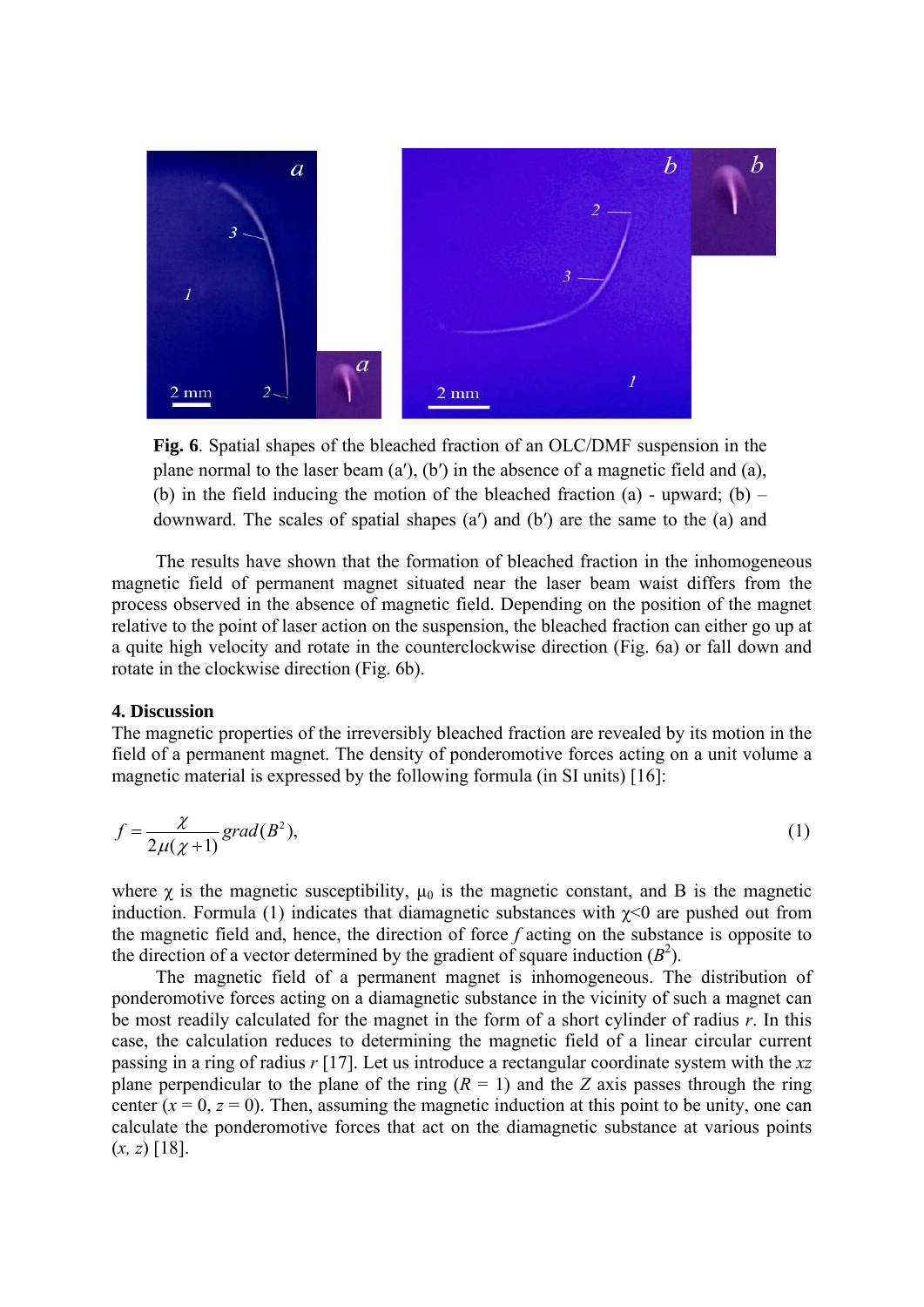**Fig. 6**. Spatial shapes of the bleached fraction of an OLC/DMF suspension in the plane normal to the laser beam (a′), (b′) in the absence of a magnetic field and (a), (b) in the field inducing the motion of the bleached fraction (a) - upward; (b) – downward. The scales of spatial shapes (a′) and (b′) are the same to the (a) and

The results have shown that the formation of bleached fraction in the inhomogeneous magnetic field of permanent magnet situated near the laser beam waist differs from the process observed in the absence of magnetic field. Depending on the position of the magnet relative to the point of laser action on the suspension, the bleached fraction can either go up at a quite high velocity and rotate in the counterclockwise direction (Fig. 6a) or fall down and rotate in the clockwise direction (Fig. 6b).

## 4. Discussion

The magnetic properties of the irreversibly bleached fraction are revealed by its motion in the field of a permanent magnet. The density of ponderomotive forces acting on a unit volume a magnetic material is expressed by the following formula (in SI units) [16]:

$$f = \frac{\chi}{2\mu(\chi+1)} grad(B^2), \tag{1}$$

where $\chi$ is the magnetic susceptibility, $\mu_0$ is the magnetic constant, and B is the magnetic induction. Formula (1) indicates that diamagnetic substances with $\chi<0$ are pushed out from the magnetic field and, hence, the direction of force $f$ acting on the substance is opposite to the direction of a vector determined by the gradient of square induction ($B^2$).

The magnetic field of a permanent magnet is inhomogeneous. The distribution of ponderomotive forces acting on a diamagnetic substance in the vicinity of such a magnet can be most readily calculated for the magnet in the form of a short cylinder of radius $r$. In this case, the calculation reduces to determining the magnetic field of a linear circular current passing in a ring of radius $r$ [17]. Let us introduce a rectangular coordinate system with the $xz$ plane perpendicular to the plane of the ring ($R$ = 1) and the $Z$ axis passes through the ring center ($x$ = 0, $z$ = 0). Then, assuming the magnetic induction at this point to be unity, one can calculate the ponderomotive forces that act on the diamagnetic substance at various points ($x$, $z$) [18].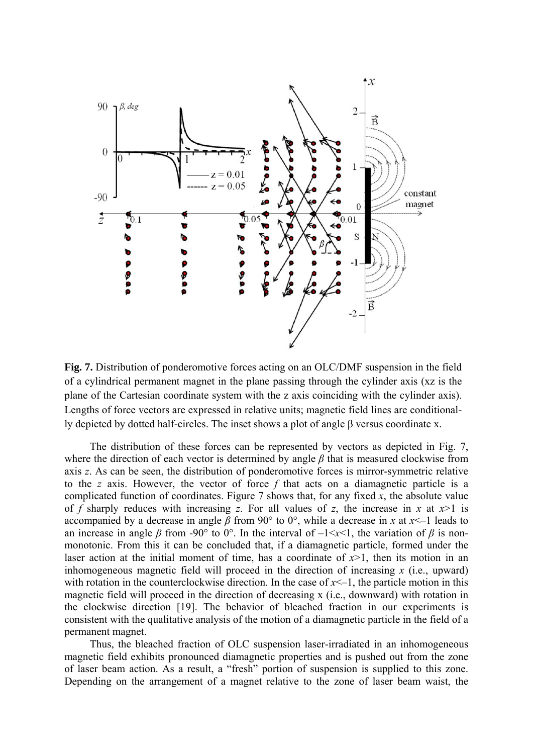**Fig. 7.** Distribution of ponderomotive forces acting on an OLC/DMF suspension in the field of a cylindrical permanent magnet in the plane passing through the cylinder axis (xz is the plane of the Cartesian coordinate system with the z axis coinciding with the cylinder axis). Lengths of force vectors are expressed in relative units; magnetic field lines are conditionally depicted by dotted half-circles. The inset shows a plot of angle β versus coordinate x.

The distribution of these forces can be represented by vectors as depicted in Fig. 7, where the direction of each vector is determined by angle $\beta$ that is measured clockwise from axis $z$. As can be seen, the distribution of ponderomotive forces is mirror-symmetric relative to the $z$ axis. However, the vector of force $f$ that acts on a diamagnetic particle is a complicated function of coordinates. Figure 7 shows that, for any fixed $x$, the absolute value of $f$ sharply reduces with increasing $z$. For all values of $z$, the increase in $x$ at $x>1$ is accompanied by a decrease in angle $\beta$ from 90° to 0°, while a decrease in $x$ at $x<-1$ leads to an increase in angle $\beta$ from -90° to 0°. In the interval of $-1<x<1$, the variation of $\beta$ is non-monotonic. From this it can be concluded that, if a diamagnetic particle, formed under the laser action at the initial moment of time, has a coordinate of $x>1$, then its motion in an inhomogeneous magnetic field will proceed in the direction of increasing $x$ (i.e., upward) with rotation in the counterclockwise direction. In the case of $x<-1$, the particle motion in this magnetic field will proceed in the direction of decreasing x (i.e., downward) with rotation in the clockwise direction [19]. The behavior of bleached fraction in our experiments is consistent with the qualitative analysis of the motion of a diamagnetic particle in the field of a permanent magnet.

Thus, the bleached fraction of OLC suspension laser-irradiated in an inhomogeneous magnetic field exhibits pronounced diamagnetic properties and is pushed out from the zone of laser beam action. As a result, a "fresh" portion of suspension is supplied to this zone. Depending on the arrangement of a magnet relative to the zone of laser beam waist, the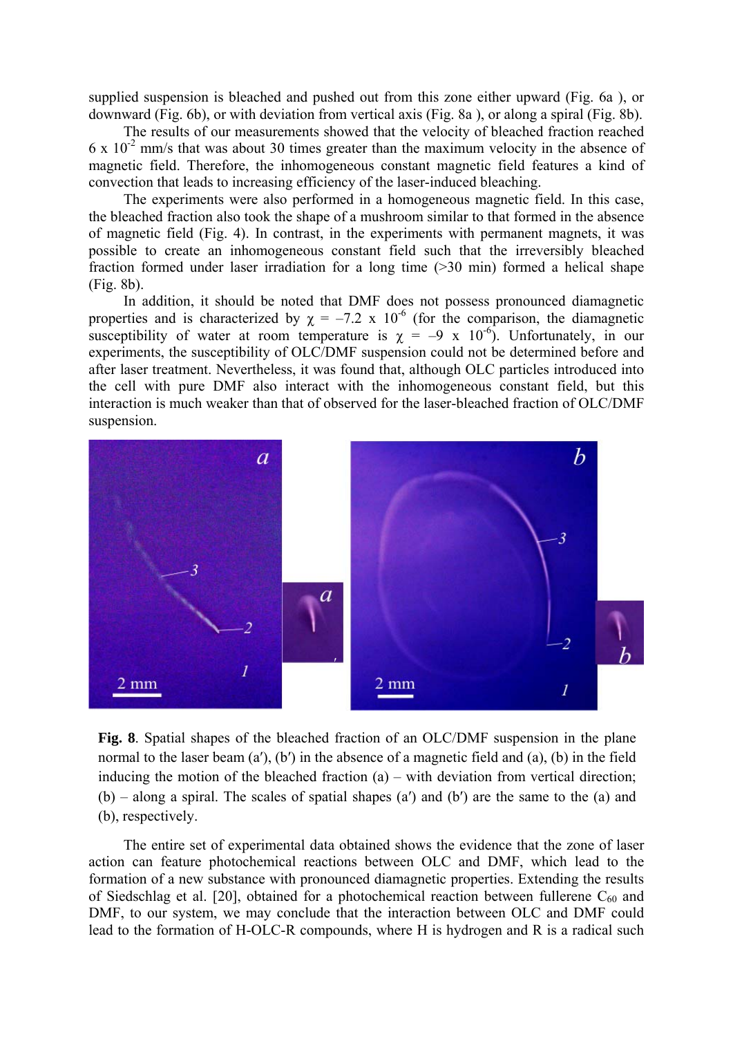supplied suspension is bleached and pushed out from this zone either upward (Fig. 6a ), or downward (Fig. 6b), or with deviation from vertical axis (Fig. 8a ), or along a spiral (Fig. 8b).

The results of our measurements showed that the velocity of bleached fraction reached $6 \times 10^{-2}$ mm/s that was about 30 times greater than the maximum velocity in the absence of magnetic field. Therefore, the inhomogeneous constant magnetic field features a kind of convection that leads to increasing efficiency of the laser-induced bleaching.

The experiments were also performed in a homogeneous magnetic field. In this case, the bleached fraction also took the shape of a mushroom similar to that formed in the absence of magnetic field (Fig. 4). In contrast, in the experiments with permanent magnets, it was possible to create an inhomogeneous constant field such that the irreversibly bleached fraction formed under laser irradiation for a long time (>30 min) formed a helical shape (Fig. 8b).

In addition, it should be noted that DMF does not possess pronounced diamagnetic properties and is characterized by $\chi = -7.2 \times 10^{-6}$ (for the comparison, the diamagnetic susceptibility of water at room temperature is $\chi = -9 \times 10^{-6}$). Unfortunately, in our experiments, the susceptibility of OLC/DMF suspension could not be determined before and after laser treatment. Nevertheless, it was found that, although OLC particles introduced into the cell with pure DMF also interact with the inhomogeneous constant field, but this interaction is much weaker than that of observed for the laser-bleached fraction of OLC/DMF suspension.

**Fig. 8**. Spatial shapes of the bleached fraction of an OLC/DMF suspension in the plane normal to the laser beam (a′), (b′) in the absence of a magnetic field and (a), (b) in the field inducing the motion of the bleached fraction (a) – with deviation from vertical direction; (b) – along a spiral. The scales of spatial shapes (a′) and (b′) are the same to the (a) and (b), respectively.

The entire set of experimental data obtained shows the evidence that the zone of laser action can feature photochemical reactions between OLC and DMF, which lead to the formation of a new substance with pronounced diamagnetic properties. Extending the results of Siedschlag et al. [20], obtained for a photochemical reaction between fullerene $C_{60}$ and DMF, to our system, we may conclude that the interaction between OLC and DMF could lead to the formation of H-OLC-R compounds, where H is hydrogen and R is a radical such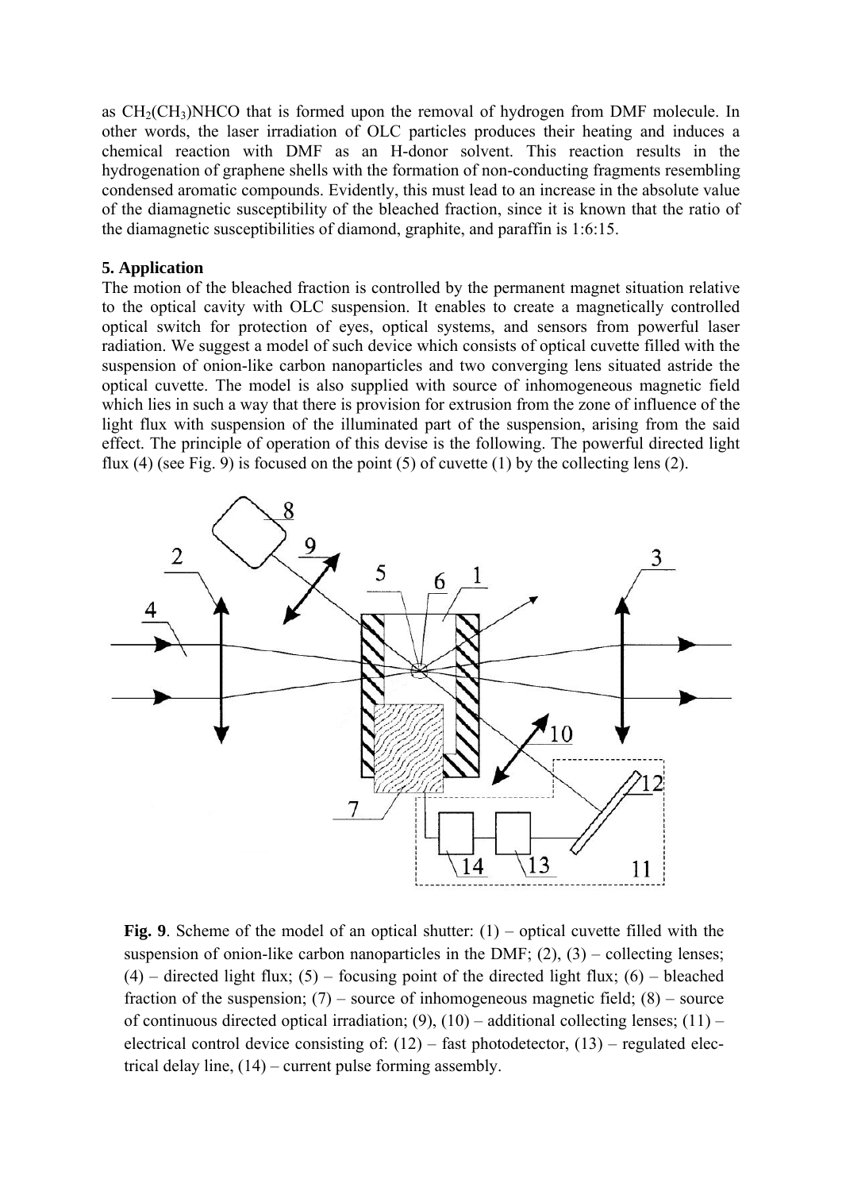as $CH_2(CH_3)NHCO$ that is formed upon the removal of hydrogen from DMF molecule. In other words, the laser irradiation of OLC particles produces their heating and induces a chemical reaction with DMF as an H-donor solvent. This reaction results in the hydrogenation of graphene shells with the formation of non-conducting fragments resembling condensed aromatic compounds. Evidently, this must lead to an increase in the absolute value of the diamagnetic susceptibility of the bleached fraction, since it is known that the ratio of the diamagnetic susceptibilities of diamond, graphite, and paraffin is 1:6:15.

## 5. Application

The motion of the bleached fraction is controlled by the permanent magnet situation relative to the optical cavity with OLC suspension. It enables to create a magnetically controlled optical switch for protection of eyes, optical systems, and sensors from powerful laser radiation. We suggest a model of such device which consists of optical cuvette filled with the suspension of onion-like carbon nanoparticles and two converging lens situated astride the optical cuvette. The model is also supplied with source of inhomogeneous magnetic field which lies in such a way that there is provision for extrusion from the zone of influence of the light flux with suspension of the illuminated part of the suspension, arising from the said effect. The principle of operation of this devise is the following. The powerful directed light flux (4) (see Fig. 9) is focused on the point (5) of cuvette (1) by the collecting lens (2).

**Fig. 9**. Scheme of the model of an optical shutter: (1) – optical cuvette filled with the suspension of onion-like carbon nanoparticles in the DMF; (2), (3) – collecting lenses; (4) – directed light flux; (5) – focusing point of the directed light flux; (6) – bleached fraction of the suspension; (7) – source of inhomogeneous magnetic field; (8) – source of continuous directed optical irradiation; (9), (10) – additional collecting lenses; (11) – electrical control device consisting of: (12) – fast photodetector, (13) – regulated electrical delay line, (14) – current pulse forming assembly.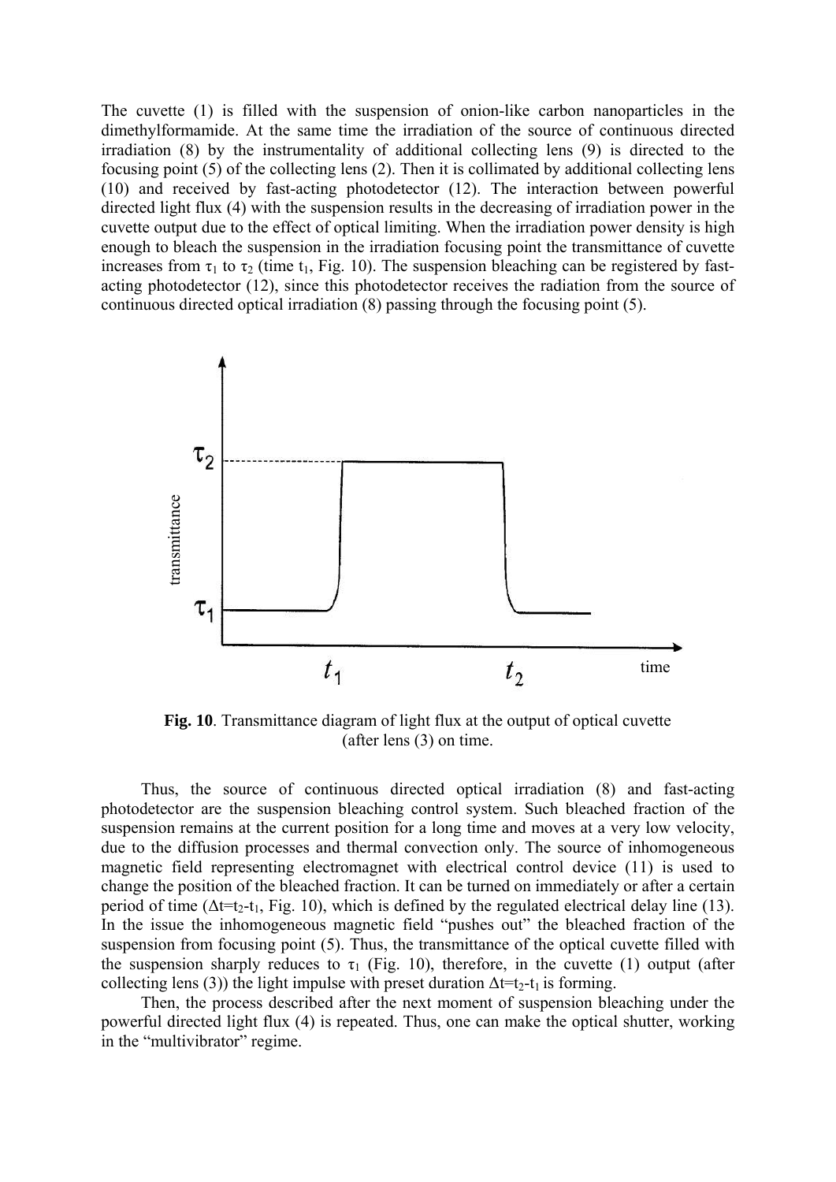The cuvette (1) is filled with the suspension of onion-like carbon nanoparticles in the dimethylformamide. At the same time the irradiation of the source of continuous directed irradiation (8) by the instrumentality of additional collecting lens (9) is directed to the focusing point (5) of the collecting lens (2). Then it is collimated by additional collecting lens (10) and received by fast-acting photodetector (12). The interaction between powerful directed light flux (4) with the suspension results in the decreasing of irradiation power in the cuvette output due to the effect of optical limiting. When the irradiation power density is high enough to bleach the suspension in the irradiation focusing point the transmittance of cuvette increases from $\tau_1$ to $\tau_2$ (time $t_1$, Fig. 10). The suspension bleaching can be registered by fast-acting photodetector (12), since this photodetector receives the radiation from the source of continuous directed optical irradiation (8) passing through the focusing point (5).

**Fig. 10**. Transmittance diagram of light flux at the output of optical cuvette (after lens (3) on time.

Thus, the source of continuous directed optical irradiation (8) and fast-acting photodetector are the suspension bleaching control system. Such bleached fraction of the suspension remains at the current position for a long time and moves at a very low velocity, due to the diffusion processes and thermal convection only. The source of inhomogeneous magnetic field representing electromagnet with electrical control device (11) is used to change the position of the bleached fraction. It can be turned on immediately or after a certain period of time ($\Delta t = t_2 - t_1$, Fig. 10), which is defined by the regulated electrical delay line (13). In the issue the inhomogeneous magnetic field "pushes out" the bleached fraction of the suspension from focusing point (5). Thus, the transmittance of the optical cuvette filled with the suspension sharply reduces to $\tau_1$ (Fig. 10), therefore, in the cuvette (1) output (after collecting lens (3)) the light impulse with preset duration $\Delta t = t_2 - t_1$ is forming.

Then, the process described after the next moment of suspension bleaching under the powerful directed light flux (4) is repeated. Thus, one can make the optical shutter, working in the "multivibrator" regime.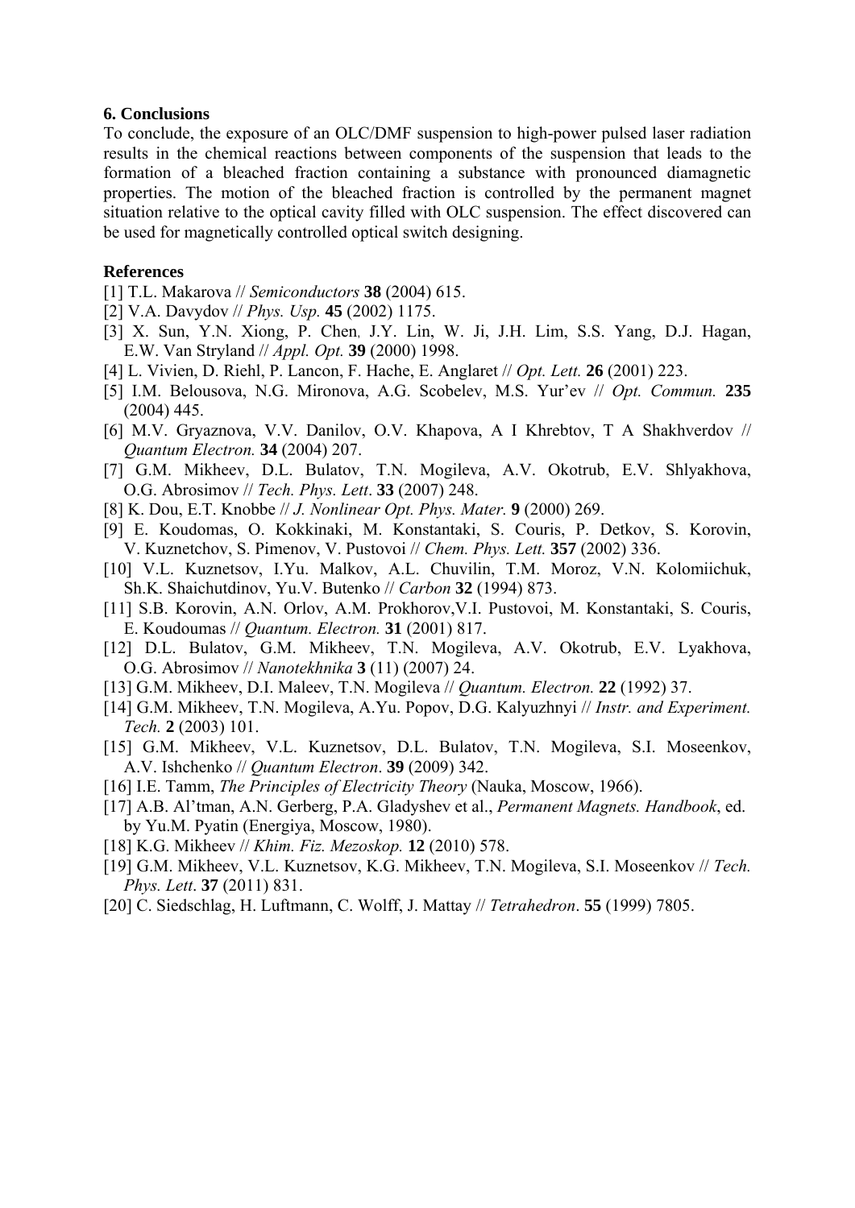## 6. Conclusions

To conclude, the exposure of an OLC/DMF suspension to high-power pulsed laser radiation results in the chemical reactions between components of the suspension that leads to the formation of a bleached fraction containing a substance with pronounced diamagnetic properties. The motion of the bleached fraction is controlled by the permanent magnet situation relative to the optical cavity filled with OLC suspension. The effect discovered can be used for magnetically controlled optical switch designing.

## References

[1] T.L. Makarova // *Semiconductors* **38** (2004) 615.

[2] V.A. Davydov // *Phys. Usp.* **45** (2002) 1175.

[3] X. Sun, Y.N. Xiong, P. Chen, J.Y. Lin, W. Ji, J.H. Lim, S.S. Yang, D.J. Hagan, E.W. Van Stryland // *Appl. Opt.* **39** (2000) 1998.

[4] L. Vivien, D. Riehl, P. Lancon, F. Hache, E. Anglaret // *Opt. Lett.* **26** (2001) 223.

[5] I.M. Belousova, N.G. Mironova, A.G. Scobelev, M.S. Yur'ev // *Opt. Commun.* **235** (2004) 445.

[6] M.V. Gryaznova, V.V. Danilov, O.V. Khapova, A I Khrebtov, T A Shakhverdov // *Quantum Electron.* **34** (2004) 207.

[7] G.M. Mikheev, D.L. Bulatov, T.N. Mogileva, A.V. Okotrub, E.V. Shlyakhova, O.G. Abrosimov // *Tech. Phys. Lett*. **33** (2007) 248.

[8] K. Dou, E.T. Knobbe // *J. Nonlinear Opt. Phys. Mater.* **9** (2000) 269.

[9] E. Koudomas, O. Kokkinaki, M. Konstantaki, S. Couris, P. Detkov, S. Korovin, V. Kuznetchov, S. Pimenov, V. Pustovoi // *Chem. Phys. Lett.* **357** (2002) 336.

[10] V.L. Kuznetsov, I.Yu. Malkov, A.L. Chuvilin, T.M. Moroz, V.N. Kolomiichuk, Sh.K. Shaichutdinov, Yu.V. Butenko // *Carbon* **32** (1994) 873.

[11] S.B. Korovin, A.N. Orlov, A.M. Prokhorov,V.I. Pustovoi, M. Konstantaki, S. Couris, E. Koudoumas // *Quantum. Electron.* **31** (2001) 817.

[12] D.L. Bulatov, G.M. Mikheev, T.N. Mogileva, A.V. Okotrub, E.V. Lyakhova, O.G. Abrosimov // *Nanotekhnika* **3** (11) (2007) 24.

[13] G.M. Mikheev, D.I. Maleev, T.N. Mogileva // *Quantum. Electron.* **22** (1992) 37.

[14] G.M. Mikheev, T.N. Mogileva, A.Yu. Popov, D.G. Kalyuzhnyi // *Instr. and Experiment. Tech.* **2** (2003) 101.

[15] G.M. Mikheev, V.L. Kuznetsov, D.L. Bulatov, T.N. Mogileva, S.I. Moseenkov, A.V. Ishchenko // *Quantum Electron*. **39** (2009) 342.

[16] I.E. Tamm, *The Principles of Electricity Theory* (Nauka, Moscow, 1966).

[17] A.B. Al'tman, A.N. Gerberg, P.A. Gladyshev et al., *Permanent Magnets. Handbook*, ed. by Yu.M. Pyatin (Energiya, Moscow, 1980).

[18] K.G. Mikheev // *Khim. Fiz. Mezoskop.* **12** (2010) 578.

[19] G.M. Mikheev, V.L. Kuznetsov, K.G. Mikheev, T.N. Mogileva, S.I. Moseenkov // *Tech. Phys. Lett*. **37** (2011) 831.

[20] C. Siedschlag, H. Luftmann, C. Wolff, J. Mattay // *Tetrahedron*. **55** (1999) 7805.